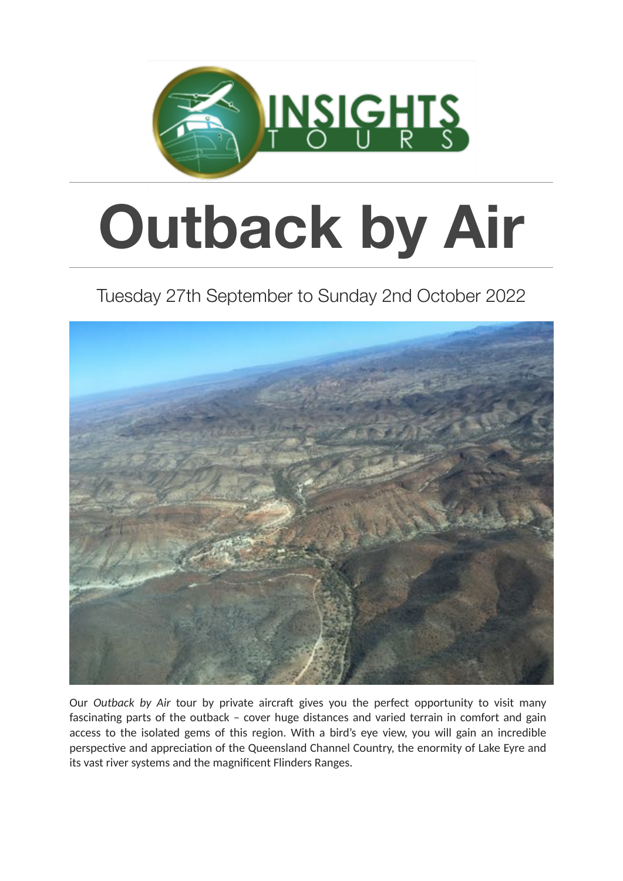INSIGHTS TOURS

# Outback by Air

Tuesday 27th September to Sunday 2nd October 2022

Our *Outback by Air* tour by private aircraft gives you the perfect opportunity to visit many fascinating parts of the outback – cover huge distances and varied terrain in comfort and gain access to the isolated gems of this region. With a bird's eye view, you will gain an incredible perspective and appreciation of the Queensland Channel Country, the enormity of Lake Eyre and its vast river systems and the magnificent Flinders Ranges.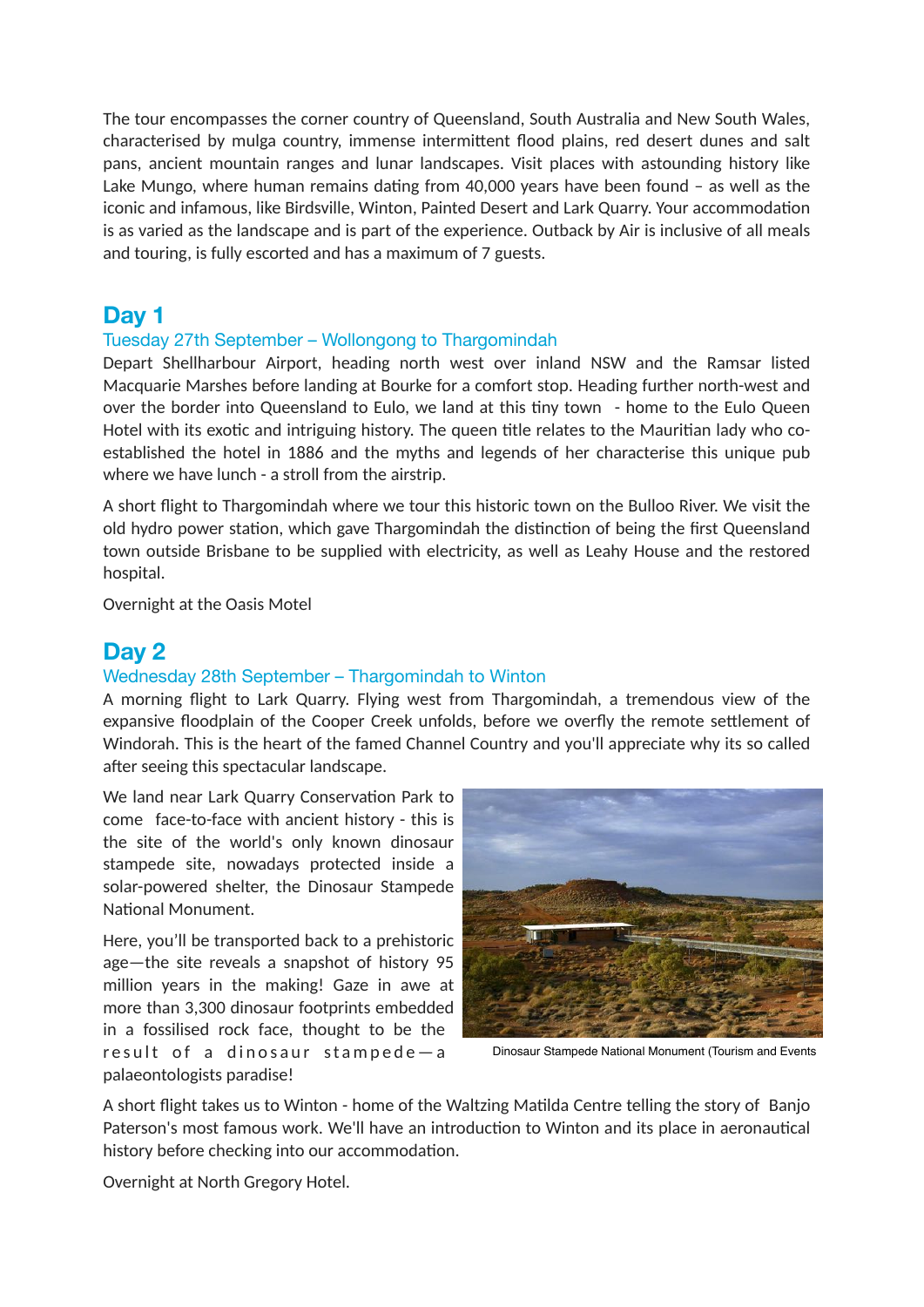The tour encompasses the corner country of Queensland, South Australia and New South Wales, characterised by mulga country, immense intermittent flood plains, red desert dunes and salt pans, ancient mountain ranges and lunar landscapes. Visit places with astounding history like Lake Mungo, where human remains dating from 40,000 years have been found – as well as the iconic and infamous, like Birdsville, Winton, Painted Desert and Lark Quarry. Your accommodation is as varied as the landscape and is part of the experience. Outback by Air is inclusive of all meals and touring, is fully escorted and has a maximum of 7 guests.

## Day 1

### Tuesday 27th September – Wollongong to Thargomindah

Depart Shellharbour Airport, heading north west over inland NSW and the Ramsar listed Macquarie Marshes before landing at Bourke for a comfort stop. Heading further north-west and over the border into Queensland to Eulo, we land at this tiny town - home to the Eulo Queen Hotel with its exotic and intriguing history. The queen title relates to the Mauritian lady who co-established the hotel in 1886 and the myths and legends of her characterise this unique pub where we have lunch - a stroll from the airstrip.

A short flight to Thargomindah where we tour this historic town on the Bulloo River. We visit the old hydro power station, which gave Thargomindah the distinction of being the first Queensland town outside Brisbane to be supplied with electricity, as well as Leahy House and the restored hospital.

Overnight at the Oasis Motel

## Day 2

### Wednesday 28th September – Thargomindah to Winton

A morning flight to Lark Quarry. Flying west from Thargomindah, a tremendous view of the expansive floodplain of the Cooper Creek unfolds, before we overfly the remote settlement of Windorah. This is the heart of the famed Channel Country and you'll appreciate why its so called after seeing this spectacular landscape.

We land near Lark Quarry Conservation Park to come face-to-face with ancient history - this is the site of the world's only known dinosaur stampede site, nowadays protected inside a solar-powered shelter, the Dinosaur Stampede National Monument.

Here, you'll be transported back to a prehistoric age—the site reveals a snapshot of history 95 million years in the making! Gaze in awe at more than 3,300 dinosaur footprints embedded in a fossilised rock face, thought to be the result of a dinosaur stampede—a palaeontologists paradise!

Dinosaur Stampede National Monument (Tourism and Events

A short flight takes us to Winton - home of the Waltzing Matilda Centre telling the story of Banjo Paterson's most famous work. We'll have an introduction to Winton and its place in aeronautical history before checking into our accommodation.

Overnight at North Gregory Hotel.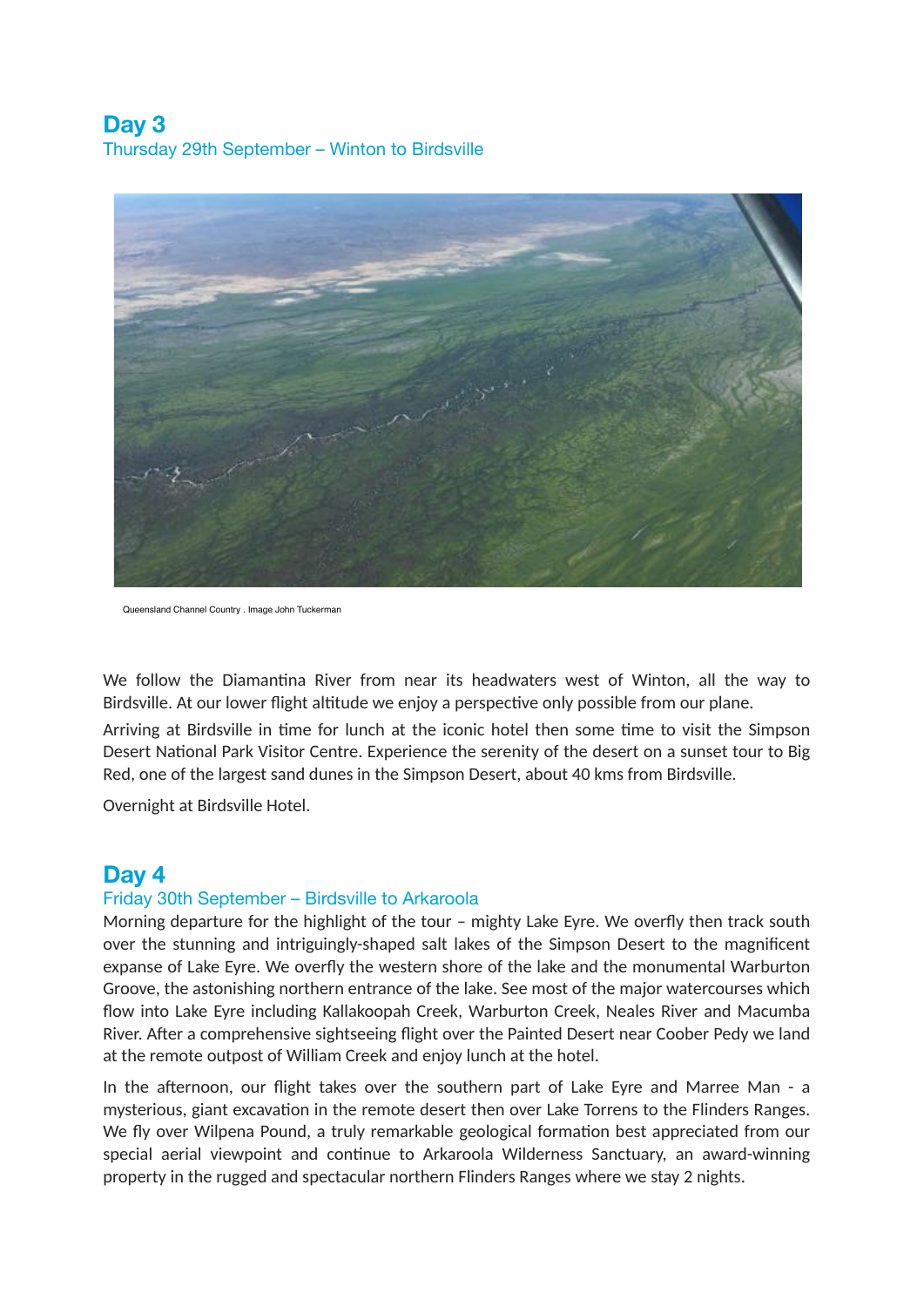## Day 3

### Thursday 29th September – Winton to Birdsville

Queensland Channel Country . Image John Tuckerman

We follow the Diamantina River from near its headwaters west of Winton, all the way to Birdsville. At our lower flight altitude we enjoy a perspective only possible from our plane.

Arriving at Birdsville in time for lunch at the iconic hotel then some time to visit the Simpson Desert National Park Visitor Centre. Experience the serenity of the desert on a sunset tour to Big Red, one of the largest sand dunes in the Simpson Desert, about 40 kms from Birdsville.

Overnight at Birdsville Hotel.

## Day 4

### Friday 30th September – Birdsville to Arkaroola

Morning departure for the highlight of the tour – mighty Lake Eyre. We overfly then track south over the stunning and intriguingly-shaped salt lakes of the Simpson Desert to the magnificent expanse of Lake Eyre. We overfly the western shore of the lake and the monumental Warburton Groove, the astonishing northern entrance of the lake. See most of the major watercourses which flow into Lake Eyre including Kallakoopah Creek, Warburton Creek, Neales River and Macumba River. After a comprehensive sightseeing flight over the Painted Desert near Coober Pedy we land at the remote outpost of William Creek and enjoy lunch at the hotel.

In the afternoon, our flight takes over the southern part of Lake Eyre and Marree Man - a mysterious, giant excavation in the remote desert then over Lake Torrens to the Flinders Ranges. We fly over Wilpena Pound, a truly remarkable geological formation best appreciated from our special aerial viewpoint and continue to Arkaroola Wilderness Sanctuary, an award-winning property in the rugged and spectacular northern Flinders Ranges where we stay 2 nights.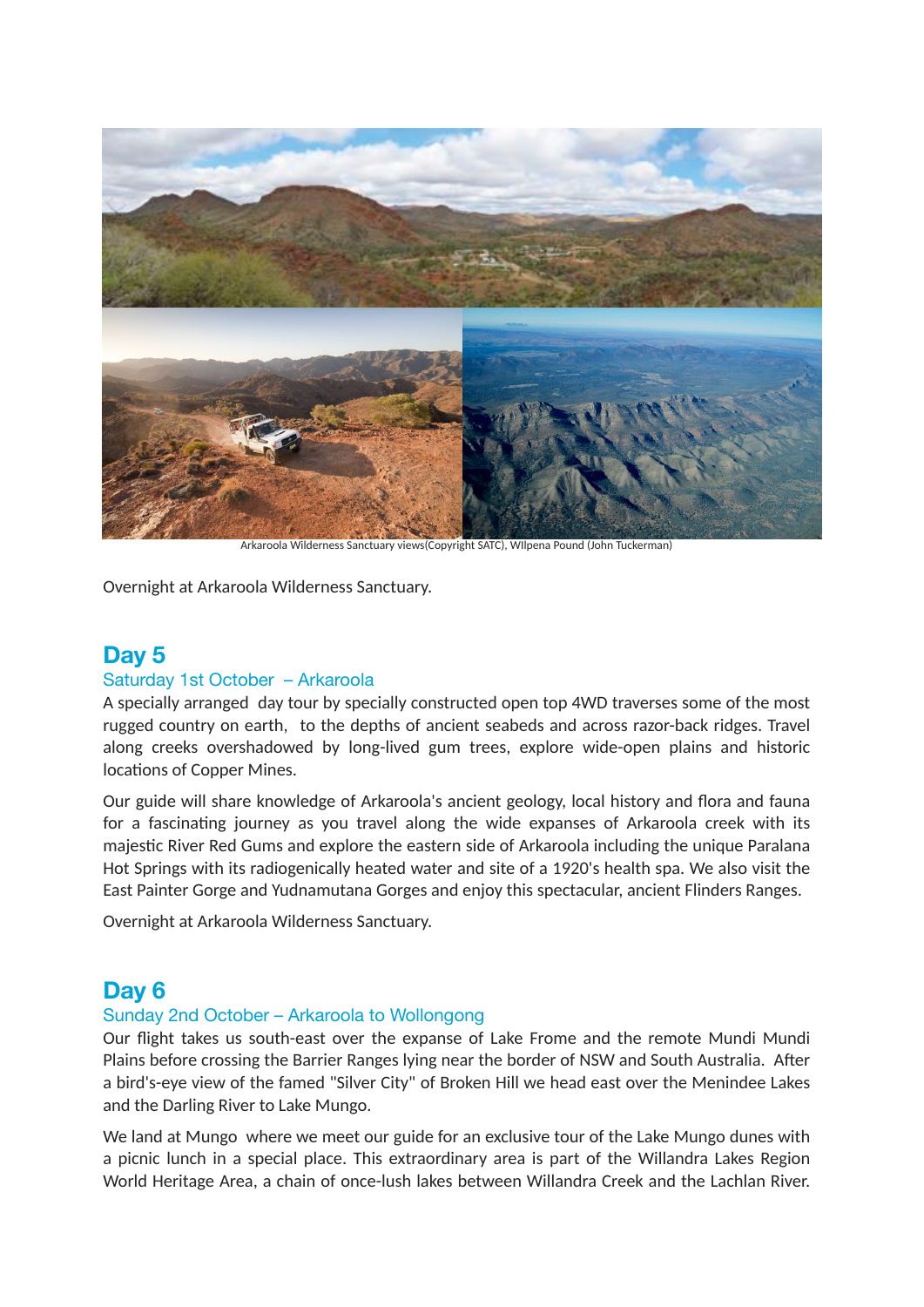Arkaroola Wilderness Sanctuary views(Copyright SATC), WIlpena Pound (John Tuckerman)

Overnight at Arkaroola Wilderness Sanctuary.

## Day 5

### Saturday 1st October – Arkaroola

A specially arranged day tour by specially constructed open top 4WD traverses some of the most rugged country on earth, to the depths of ancient seabeds and across razor-back ridges. Travel along creeks overshadowed by long-lived gum trees, explore wide-open plains and historic locations of Copper Mines.

Our guide will share knowledge of Arkaroola's ancient geology, local history and flora and fauna for a fascinating journey as you travel along the wide expanses of Arkaroola creek with its majestic River Red Gums and explore the eastern side of Arkaroola including the unique Paralana Hot Springs with its radiogenically heated water and site of a 1920's health spa. We also visit the East Painter Gorge and Yudnamutana Gorges and enjoy this spectacular, ancient Flinders Ranges.

Overnight at Arkaroola Wilderness Sanctuary.

## Day 6

### Sunday 2nd October – Arkaroola to Wollongong

Our flight takes us south-east over the expanse of Lake Frome and the remote Mundi Mundi Plains before crossing the Barrier Ranges lying near the border of NSW and South Australia. After a bird's-eye view of the famed "Silver City" of Broken Hill we head east over the Menindee Lakes and the Darling River to Lake Mungo.

We land at Mungo where we meet our guide for an exclusive tour of the Lake Mungo dunes with a picnic lunch in a special place. This extraordinary area is part of the Willandra Lakes Region World Heritage Area, a chain of once-lush lakes between Willandra Creek and the Lachlan River.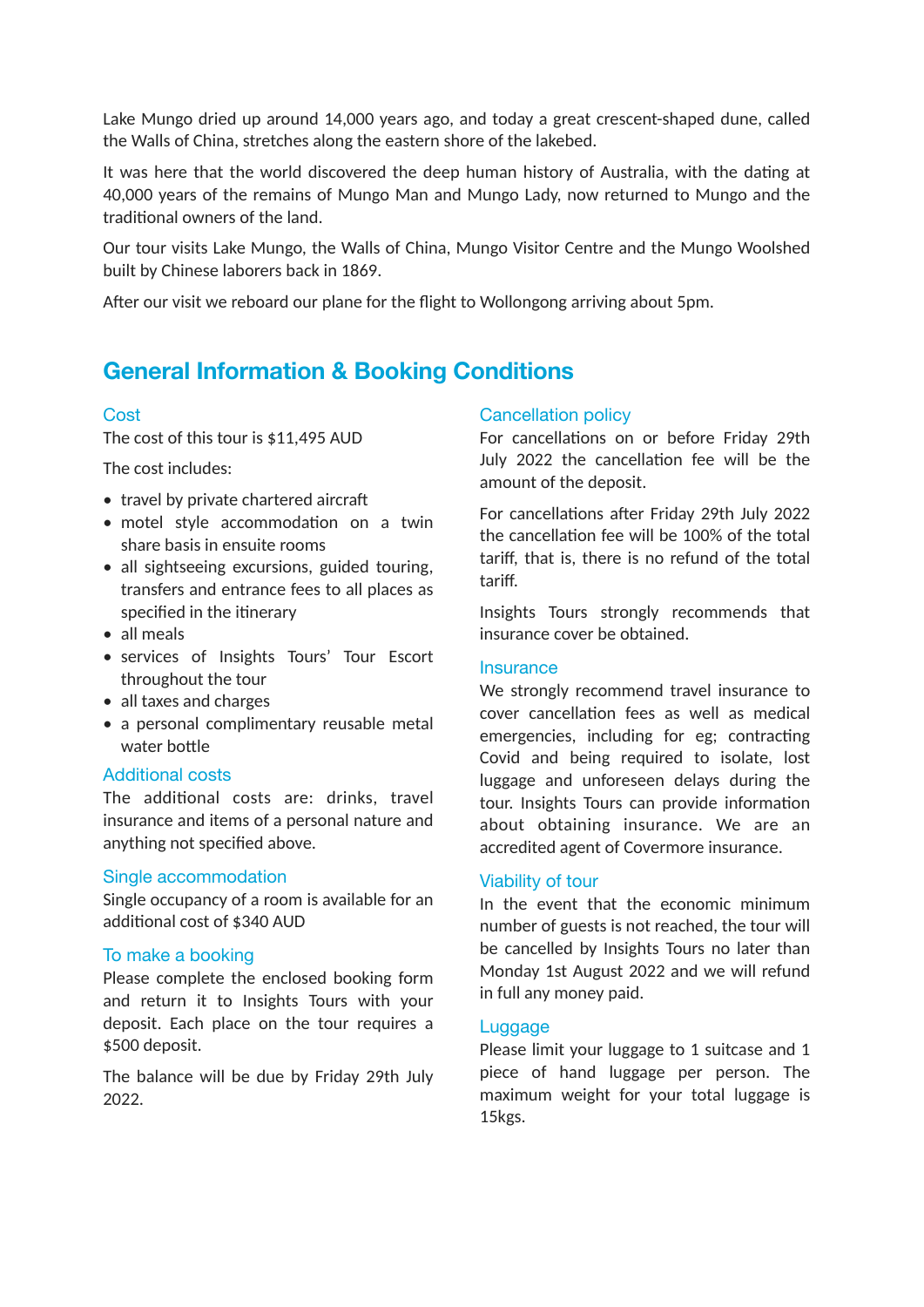Lake Mungo dried up around 14,000 years ago, and today a great crescent-shaped dune, called the Walls of China, stretches along the eastern shore of the lakebed.

It was here that the world discovered the deep human history of Australia, with the dating at 40,000 years of the remains of Mungo Man and Mungo Lady, now returned to Mungo and the traditional owners of the land.

Our tour visits Lake Mungo, the Walls of China, Mungo Visitor Centre and the Mungo Woolshed built by Chinese laborers back in 1869.

After our visit we reboard our plane for the flight to Wollongong arriving about 5pm.

## General Information & Booking Conditions

### Cost

The cost of this tour is $11,495 AUD

The cost includes:

- travel by private chartered aircraft
- motel style accommodation on a twin share basis in ensuite rooms
- all sightseeing excursions, guided touring, transfers and entrance fees to all places as specified in the itinerary
- all meals
- services of Insights Tours' Tour Escort throughout the tour
- all taxes and charges
- a personal complimentary reusable metal water bottle

### Additional costs

The additional costs are: drinks, travel insurance and items of a personal nature and anything not specified above.

### Single accommodation

Single occupancy of a room is available for an additional cost of $340 AUD

### To make a booking

Please complete the enclosed booking form and return it to Insights Tours with your deposit. Each place on the tour requires a $500 deposit.

The balance will be due by Friday 29th July 2022.

### Cancellation policy

For cancellations on or before Friday 29th July 2022 the cancellation fee will be the amount of the deposit.

For cancellations after Friday 29th July 2022 the cancellation fee will be 100% of the total tariff, that is, there is no refund of the total tariff.

Insights Tours strongly recommends that insurance cover be obtained.

### Insurance

We strongly recommend travel insurance to cover cancellation fees as well as medical emergencies, including for eg; contracting Covid and being required to isolate, lost luggage and unforeseen delays during the tour. Insights Tours can provide information about obtaining insurance. We are an accredited agent of Covermore insurance.

### Viability of tour

In the event that the economic minimum number of guests is not reached, the tour will be cancelled by Insights Tours no later than Monday 1st August 2022 and we will refund in full any money paid.

### Luggage

Please limit your luggage to 1 suitcase and 1 piece of hand luggage per person. The maximum weight for your total luggage is 15kgs.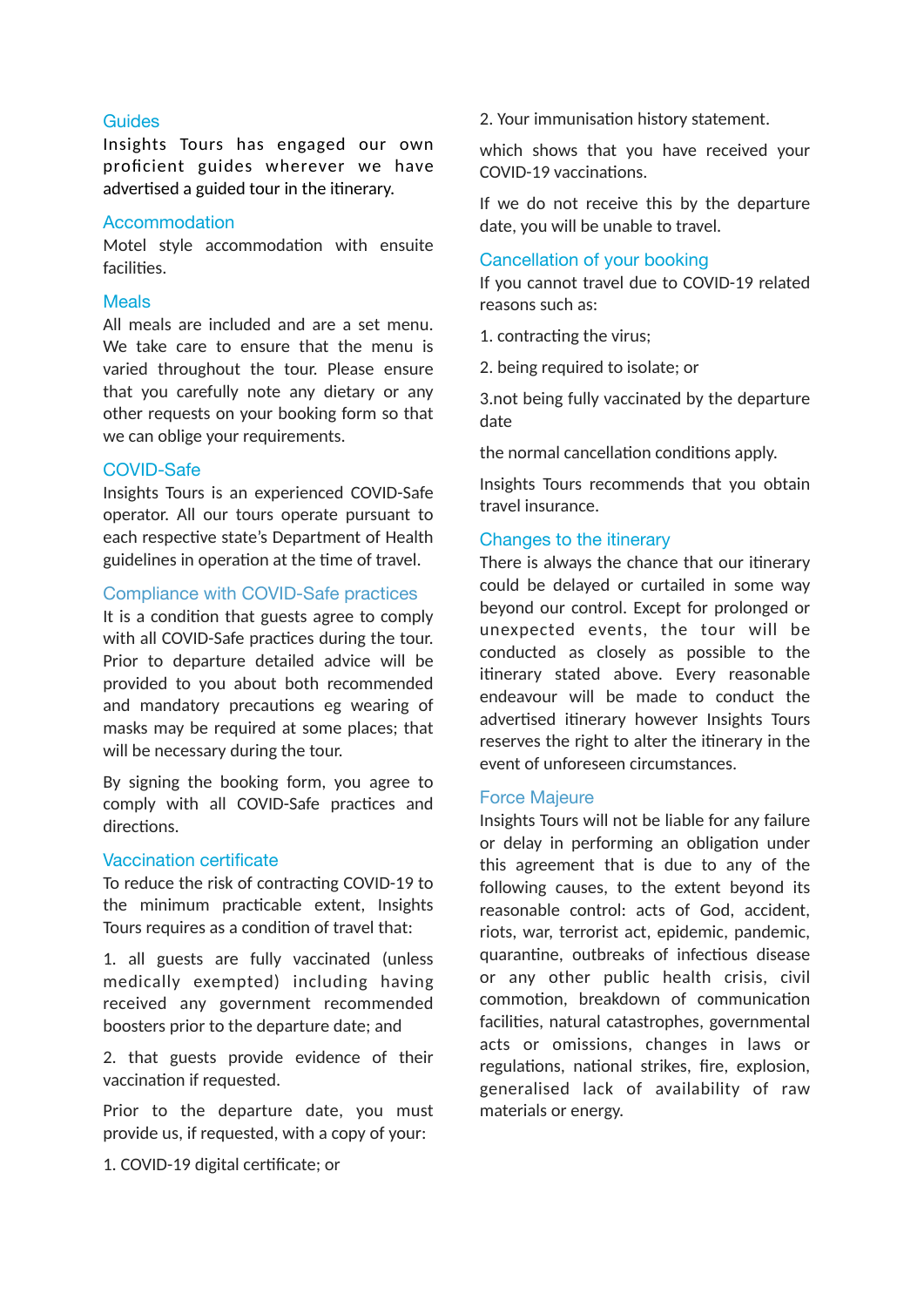## Guides

Insights Tours has engaged our own proficient guides wherever we have advertised a guided tour in the itinerary.

## Accommodation

Motel style accommodation with ensuite facilities.

## Meals

All meals are included and are a set menu. We take care to ensure that the menu is varied throughout the tour. Please ensure that you carefully note any dietary or any other requests on your booking form so that we can oblige your requirements.

## COVID-Safe

Insights Tours is an experienced COVID-Safe operator. All our tours operate pursuant to each respective state's Department of Health guidelines in operation at the time of travel.

## Compliance with COVID-Safe practices

It is a condition that guests agree to comply with all COVID-Safe practices during the tour. Prior to departure detailed advice will be provided to you about both recommended and mandatory precautions eg wearing of masks may be required at some places; that will be necessary during the tour.

By signing the booking form, you agree to comply with all COVID-Safe practices and directions.

## Vaccination certificate

To reduce the risk of contracting COVID-19 to the minimum practicable extent, Insights Tours requires as a condition of travel that:

1. all guests are fully vaccinated (unless medically exempted) including having received any government recommended boosters prior to the departure date; and

2. that guests provide evidence of their vaccination if requested.

Prior to the departure date, you must provide us, if requested, with a copy of your:

1. COVID-19 digital certificate; or

2. Your immunisation history statement.

which shows that you have received your COVID-19 vaccinations.

If we do not receive this by the departure date, you will be unable to travel.

## Cancellation of your booking

If you cannot travel due to COVID-19 related reasons such as:

1. contracting the virus;

2. being required to isolate; or

3.not being fully vaccinated by the departure date

the normal cancellation conditions apply.

Insights Tours recommends that you obtain travel insurance.

## Changes to the itinerary

There is always the chance that our itinerary could be delayed or curtailed in some way beyond our control. Except for prolonged or unexpected events, the tour will be conducted as closely as possible to the itinerary stated above. Every reasonable endeavour will be made to conduct the advertised itinerary however Insights Tours reserves the right to alter the itinerary in the event of unforeseen circumstances.

## Force Majeure

Insights Tours will not be liable for any failure or delay in performing an obligation under this agreement that is due to any of the following causes, to the extent beyond its reasonable control: acts of God, accident, riots, war, terrorist act, epidemic, pandemic, quarantine, outbreaks of infectious disease or any other public health crisis, civil commotion, breakdown of communication facilities, natural catastrophes, governmental acts or omissions, changes in laws or regulations, national strikes, fire, explosion, generalised lack of availability of raw materials or energy.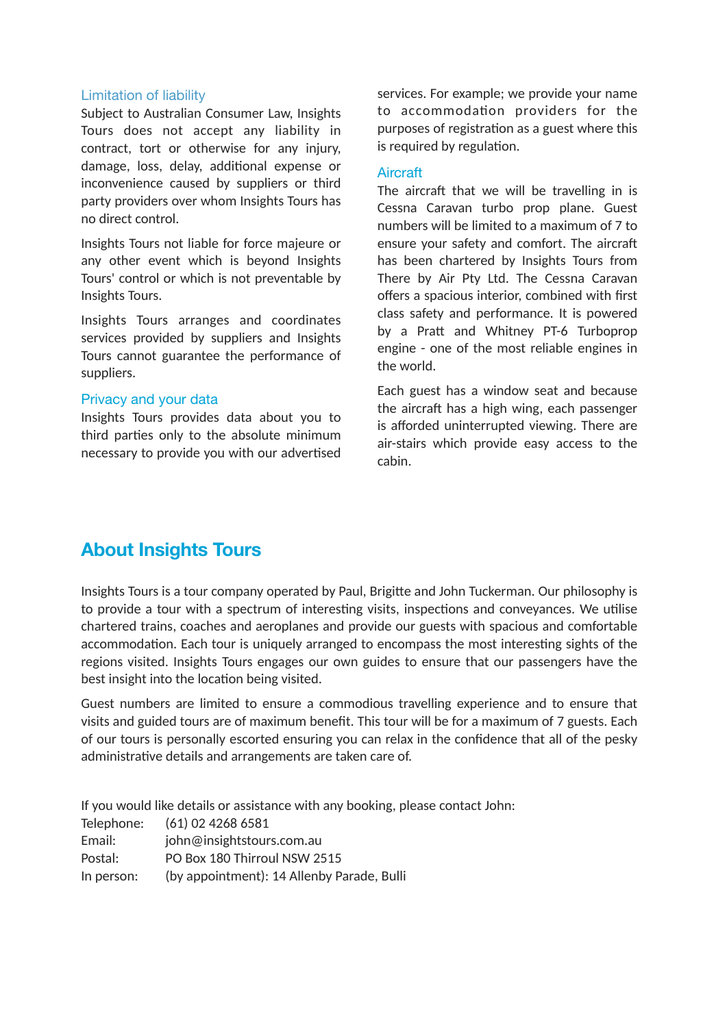### Limitation of liability

Subject to Australian Consumer Law, Insights Tours does not accept any liability in contract, tort or otherwise for any injury, damage, loss, delay, additional expense or inconvenience caused by suppliers or third party providers over whom Insights Tours has no direct control.

Insights Tours not liable for force majeure or any other event which is beyond Insights Tours' control or which is not preventable by Insights Tours.

Insights Tours arranges and coordinates services provided by suppliers and Insights Tours cannot guarantee the performance of suppliers.

### Privacy and your data

Insights Tours provides data about you to third parties only to the absolute minimum necessary to provide you with our advertised services. For example; we provide your name to accommodation providers for the purposes of registration as a guest where this is required by regulation.

### Aircraft

The aircraft that we will be travelling in is Cessna Caravan turbo prop plane. Guest numbers will be limited to a maximum of 7 to ensure your safety and comfort. The aircraft has been chartered by Insights Tours from There by Air Pty Ltd. The Cessna Caravan offers a spacious interior, combined with first class safety and performance. It is powered by a Pratt and Whitney PT-6 Turboprop engine - one of the most reliable engines in the world.

Each guest has a window seat and because the aircraft has a high wing, each passenger is afforded uninterrupted viewing. There are air-stairs which provide easy access to the cabin.

## About Insights Tours

Insights Tours is a tour company operated by Paul, Brigitte and John Tuckerman. Our philosophy is to provide a tour with a spectrum of interesting visits, inspections and conveyances. We utilise chartered trains, coaches and aeroplanes and provide our guests with spacious and comfortable accommodation. Each tour is uniquely arranged to encompass the most interesting sights of the regions visited. Insights Tours engages our own guides to ensure that our passengers have the best insight into the location being visited.

Guest numbers are limited to ensure a commodious travelling experience and to ensure that visits and guided tours are of maximum benefit. This tour will be for a maximum of 7 guests. Each of our tours is personally escorted ensuring you can relax in the confidence that all of the pesky administrative details and arrangements are taken care of.

If you would like details or assistance with any booking, please contact John:

Telephone: (61) 02 4268 6581
Email: john@insightstours.com.au
Postal: PO Box 180 Thirroul NSW 2515
In person: (by appointment): 14 Allenby Parade, Bulli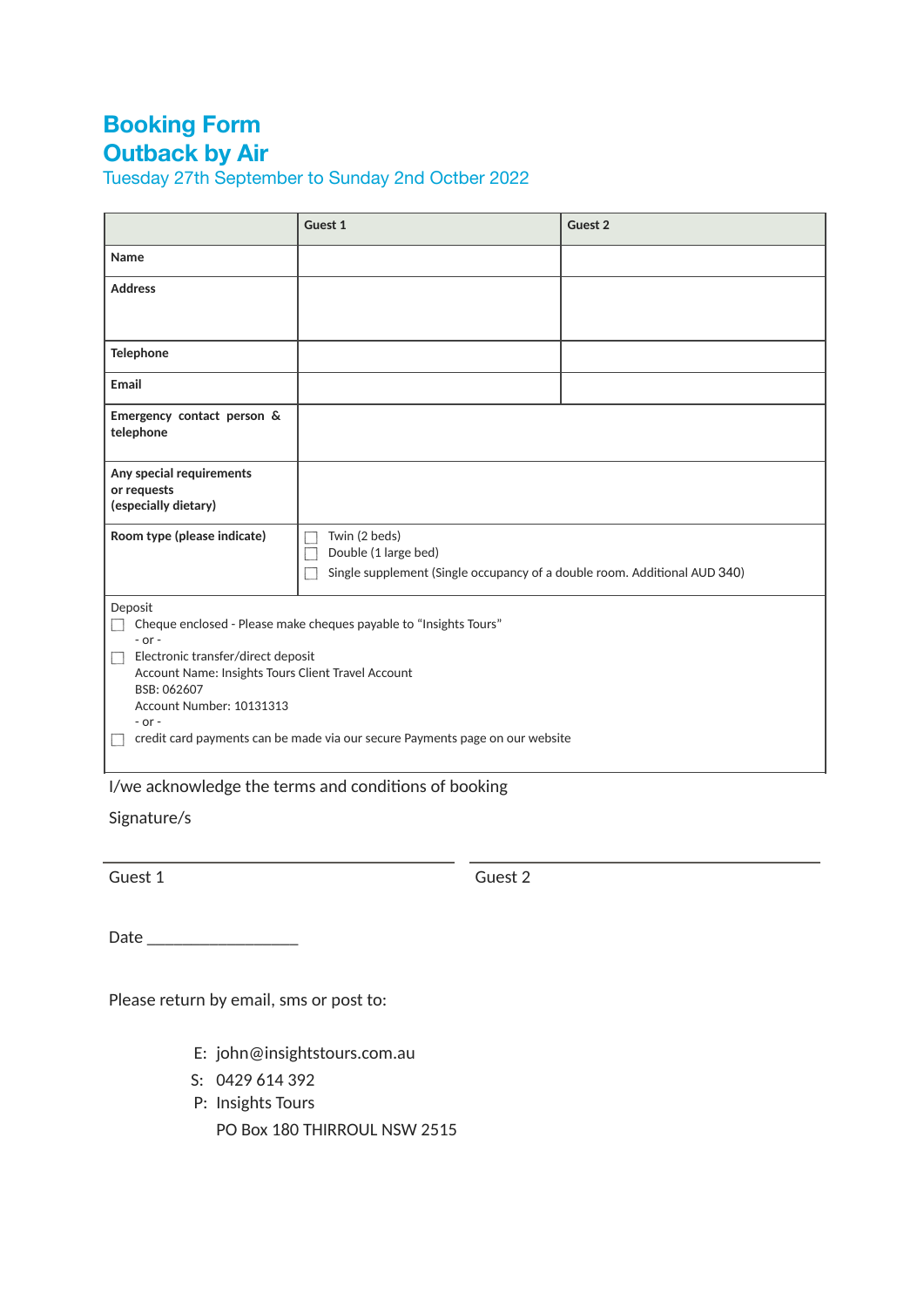# Booking Form
# Outback by Air

Tuesday 27th September to Sunday 2nd Octber 2022

| | Guest 1 | Guest 2 |
|---|---|---|
| **Name** | | |
| **Address** | | |
| **Telephone** | | |
| **Email** | | |
| **Emergency contact person & telephone** | | |
| **Any special requirements or requests (especially dietary)** | | |
| **Room type (please indicate)** | ☐ Twin (2 beds)<br>☐ Double (1 large bed)<br>☐ Single supplement (Single occupancy of a double room. Additional AUD 340) | |

Deposit

☐ Cheque enclosed - Please make cheques payable to "Insights Tours"

- or -

☐ Electronic transfer/direct deposit
Account Name: Insights Tours Client Travel Account
BSB: 062607
Account Number: 10131313

- or -

☐ credit card payments can be made via our secure Payments page on our website

I/we acknowledge the terms and conditions of booking

Signature/s

\_\_\_\_\_\_\_\_\_\_\_\_\_\_\_\_\_\_\_\_\_\_\_\_ \_\_\_\_\_\_\_\_\_\_\_\_\_\_\_\_\_\_\_\_\_\_\_\_

Guest 1 Guest 2

Date \_\_\_\_\_\_\_\_\_\_\_\_\_\_\_\_\_\_

Please return by email, sms or post to:

E: john@insightstours.com.au
S: 0429 614 392
P: Insights Tours
PO Box 180 THIRROUL NSW 2515